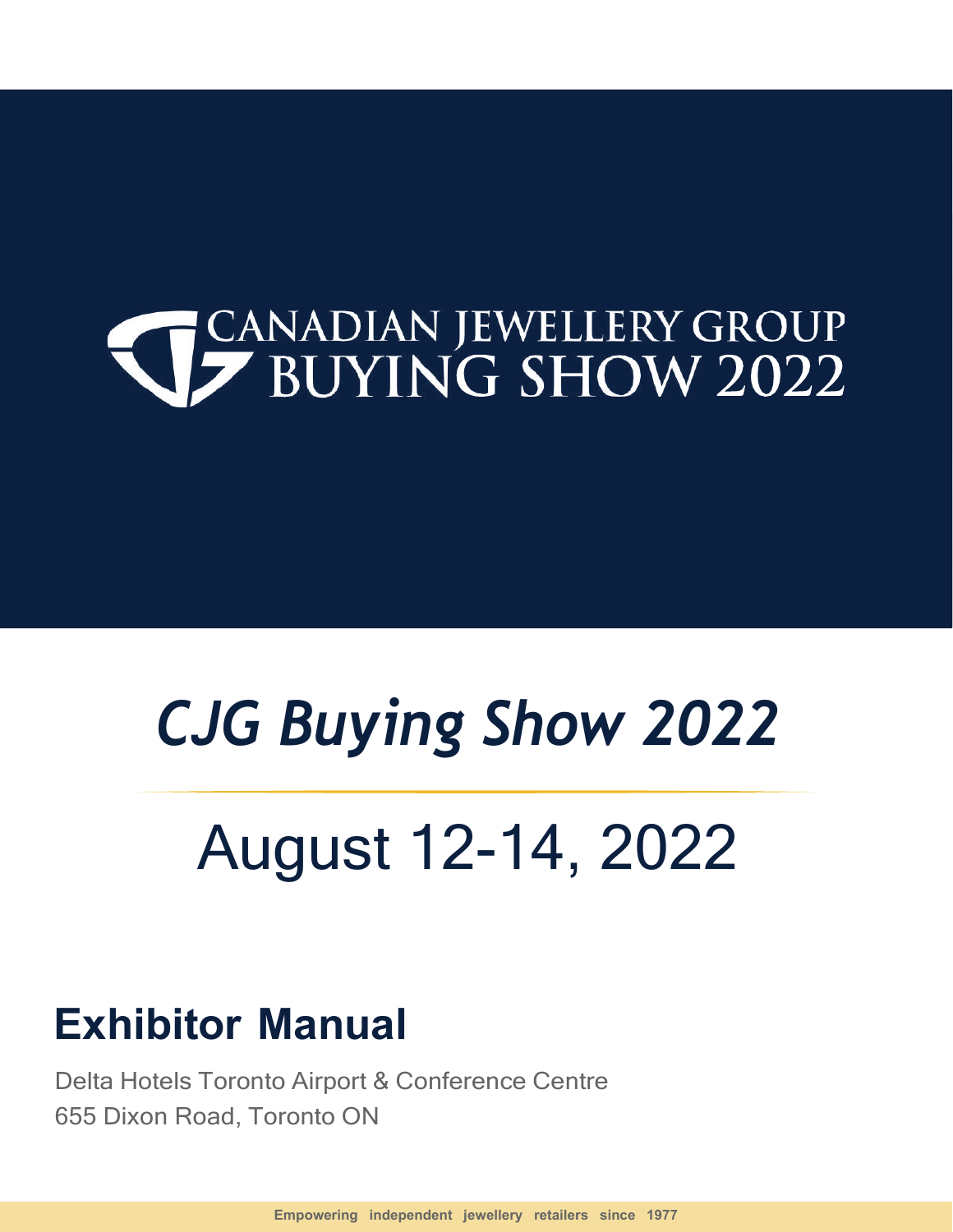# CANADIAN JEWELLERY GROUP BUYING SHOW 2022

# *CJG Buying Show 2022*

# August 12-14, 2022

## Exhibitor Manual

Delta Hotels Toronto Airport & Conference Centre
655 Dixon Road, Toronto ON

**Empowering independent jewellery retailers since 1977**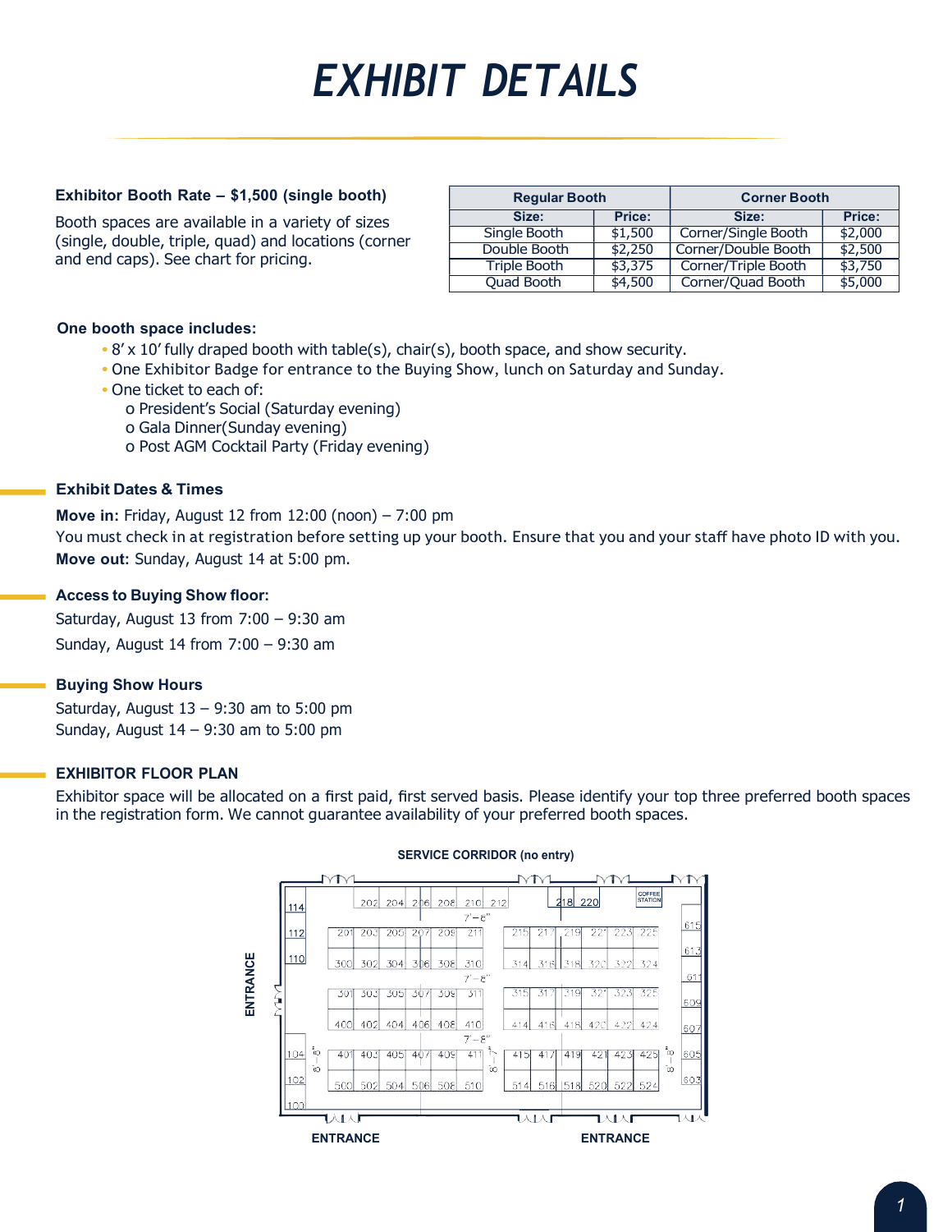# EXHIBIT DETAILS

**Exhibitor Booth Rate – $1,500 (single booth)**

Booth spaces are available in a variety of sizes (single, double, triple, quad) and locations (corner and end caps). See chart for pricing.

| Regular Booth | | Corner Booth | |
|---|---|---|---|
| **Size:** | **Price:** | **Size:** | **Price:** |
| Single Booth | $1,500 | Corner/Single Booth | $2,000 |
| Double Booth | $2,250 | Corner/Double Booth | $2,500 |
| Triple Booth | $3,375 | Corner/Triple Booth | $3,750 |
| Quad Booth | $4,500 | Corner/Quad Booth | $5,000 |

**One booth space includes:**

- 8' x 10' fully draped booth with table(s), chair(s), booth space, and show security.
- One Exhibitor Badge for entrance to the Buying Show, lunch on Saturday and Sunday.
- One ticket to each of:
  - o President's Social (Saturday evening)
  - o Gala Dinner(Sunday evening)
  - o Post AGM Cocktail Party (Friday evening)

### Exhibit Dates & Times

**Move in:** Friday, August 12 from 12:00 (noon) – 7:00 pm
You must check in at registration before setting up your booth. Ensure that you and your staff have photo ID with you.
**Move out:** Sunday, August 14 at 5:00 pm.

### Access to Buying Show floor:

Saturday, August 13 from 7:00 – 9:30 am

Sunday, August 14 from 7:00 – 9:30 am

### Buying Show Hours

Saturday, August 13 – 9:30 am to 5:00 pm
Sunday, August 14 – 9:30 am to 5:00 pm

### EXHIBITOR FLOOR PLAN

Exhibitor space will be allocated on a first paid, first served basis. Please identify your top three preferred booth spaces in the registration form. We cannot guarantee availability of your preferred booth spaces.

SERVICE CORRIDOR (no entry)

ENTRANCE

ENTRANCE

ENTRANCE

COFFEE STATION

114, 112, 110, 104, 102, 100

202, 204, 206, 208, 210, 212, 218, 220

201, 203, 205, 207, 209, 211, 215, 217, 219, 221, 223, 225

300, 302, 304, 306, 308, 310, 314, 316, 318, 320, 322, 324

301, 303, 305, 307, 309, 311, 315, 317, 319, 321, 323, 325

400, 402, 404, 406, 408, 410, 414, 416, 418, 420, 422, 424

401, 403, 405, 407, 409, 411, 415, 417, 419, 421, 423, 425

500, 502, 504, 506, 508, 510, 514, 516, 518, 520, 522, 524

615, 613, 611, 609, 607, 605, 603

7' – 8"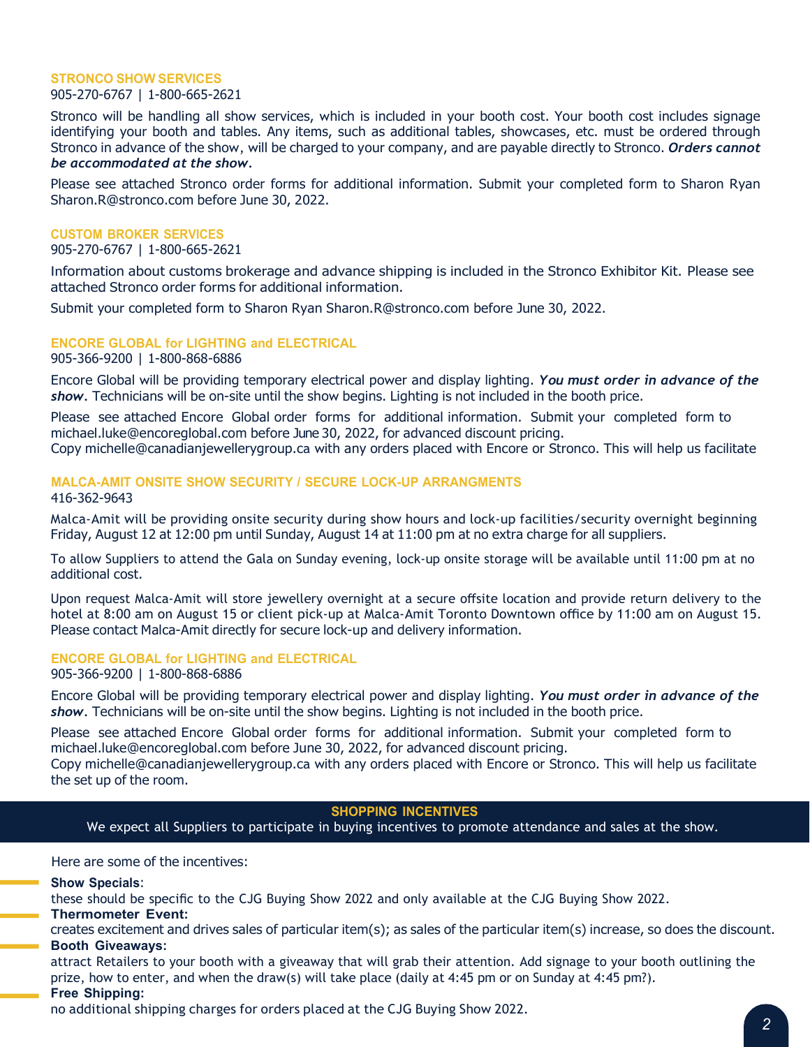### STRONCO SHOW SERVICES

905-270-6767 | 1-800-665-2621

Stronco will be handling all show services, which is included in your booth cost. Your booth cost includes signage identifying your booth and tables. Any items, such as additional tables, showcases, etc. must be ordered through Stronco in advance of the show, will be charged to your company, and are payable directly to Stronco. ***Orders cannot be accommodated at the show***.

Please see attached Stronco order forms for additional information. Submit your completed form to Sharon Ryan Sharon.R@stronco.com before June 30, 2022.

### CUSTOM BROKER SERVICES

905-270-6767 | 1-800-665-2621

Information about customs brokerage and advance shipping is included in the Stronco Exhibitor Kit. Please see attached Stronco order forms for additional information.

Submit your completed form to Sharon Ryan Sharon.R@stronco.com before June 30, 2022.

### ENCORE GLOBAL for LIGHTING and ELECTRICAL

905-366-9200 | 1-800-868-6886

Encore Global will be providing temporary electrical power and display lighting. ***You must order in advance of the show***. Technicians will be on-site until the show begins. Lighting is not included in the booth price.

Please see attached Encore Global order forms for additional information. Submit your completed form to michael.luke@encoreglobal.com before June 30, 2022, for advanced discount pricing.
Copy michelle@canadianjewellerygroup.ca with any orders placed with Encore or Stronco. This will help us facilitate

### MALCA-AMIT ONSITE SHOW SECURITY / SECURE LOCK-UP ARRANGMENTS

416-362-9643

Malca-Amit will be providing onsite security during show hours and lock-up facilities/security overnight beginning Friday, August 12 at 12:00 pm until Sunday, August 14 at 11:00 pm at no extra charge for all suppliers.

To allow Suppliers to attend the Gala on Sunday evening, lock-up onsite storage will be available until 11:00 pm at no additional cost.

Upon request Malca-Amit will store jewellery overnight at a secure offsite location and provide return delivery to the hotel at 8:00 am on August 15 or client pick-up at Malca-Amit Toronto Downtown office by 11:00 am on August 15. Please contact Malca-Amit directly for secure lock-up and delivery information.

### ENCORE GLOBAL for LIGHTING and ELECTRICAL

905-366-9200 | 1-800-868-6886

Encore Global will be providing temporary electrical power and display lighting. ***You must order in advance of the show***. Technicians will be on-site until the show begins. Lighting is not included in the booth price.

Please see attached Encore Global order forms for additional information. Submit your completed form to michael.luke@encoreglobal.com before June 30, 2022, for advanced discount pricing.
Copy michelle@canadianjewellerygroup.ca with any orders placed with Encore or Stronco. This will help us facilitate the set up of the room.

## SHOPPING INCENTIVES

We expect all Suppliers to participate in buying incentives to promote attendance and sales at the show.

Here are some of the incentives:

**Show Specials**:
these should be specific to the CJG Buying Show 2022 and only available at the CJG Buying Show 2022.

**Thermometer Event**:
creates excitement and drives sales of particular item(s); as sales of the particular item(s) increase, so does the discount.

**Booth Giveaways**:
attract Retailers to your booth with a giveaway that will grab their attention. Add signage to your booth outlining the prize, how to enter, and when the draw(s) will take place (daily at 4:45 pm or on Sunday at 4:45 pm?).

**Free Shipping**:
no additional shipping charges for orders placed at the CJG Buying Show 2022.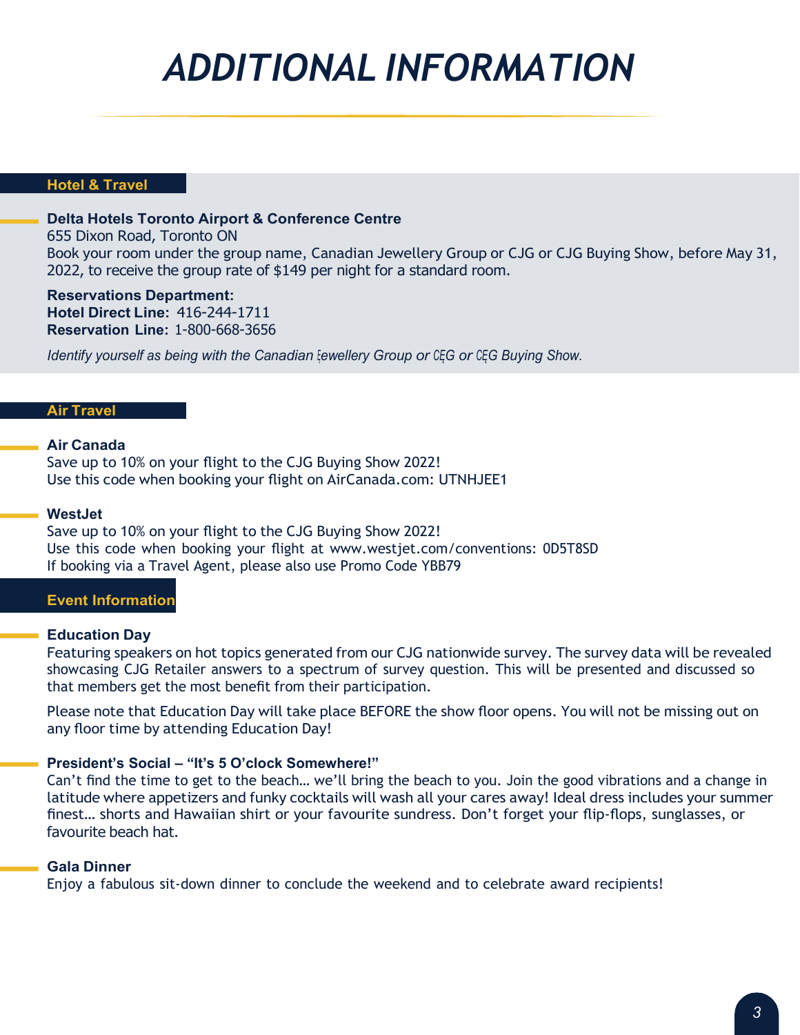# ADDITIONAL INFORMATION

## Hotel & Travel

**Delta Hotels Toronto Airport & Conference Centre**
655 Dixon Road, Toronto ON
Book your room under the group name, Canadian Jewellery Group or CJG or CJG Buying Show, before May 31, 2022, to receive the group rate of $149 per night for a standard room.

**Reservations Department:**
**Hotel Direct Line:** 416-244-1711
**Reservation Line:** 1-800-668-3656

*Identify yourself as being with the Canadian Jewellery Group or CJG or CJG Buying Show.*

## Air Travel

**Air Canada**
Save up to 10% on your flight to the CJG Buying Show 2022!
Use this code when booking your flight on AirCanada.com: UTNHJEE1

**WestJet**
Save up to 10% on your flight to the CJG Buying Show 2022!
Use this code when booking your flight at www.westjet.com/conventions: 0D5T8SD
If booking via a Travel Agent, please also use Promo Code YBB79

## Event Information

**Education Day**
Featuring speakers on hot topics generated from our CJG nationwide survey. The survey data will be revealed showcasing CJG Retailer answers to a spectrum of survey question. This will be presented and discussed so that members get the most benefit from their participation.

Please note that Education Day will take place BEFORE the show floor opens. You will not be missing out on any floor time by attending Education Day!

**President's Social – "It's 5 O'clock Somewhere!"**
Can't find the time to get to the beach… we'll bring the beach to you. Join the good vibrations and a change in latitude where appetizers and funky cocktails will wash all your cares away! Ideal dress includes your summer finest… shorts and Hawaiian shirt or your favourite sundress. Don't forget your flip-flops, sunglasses, or favourite beach hat.

**Gala Dinner**
Enjoy a fabulous sit-down dinner to conclude the weekend and to celebrate award recipients!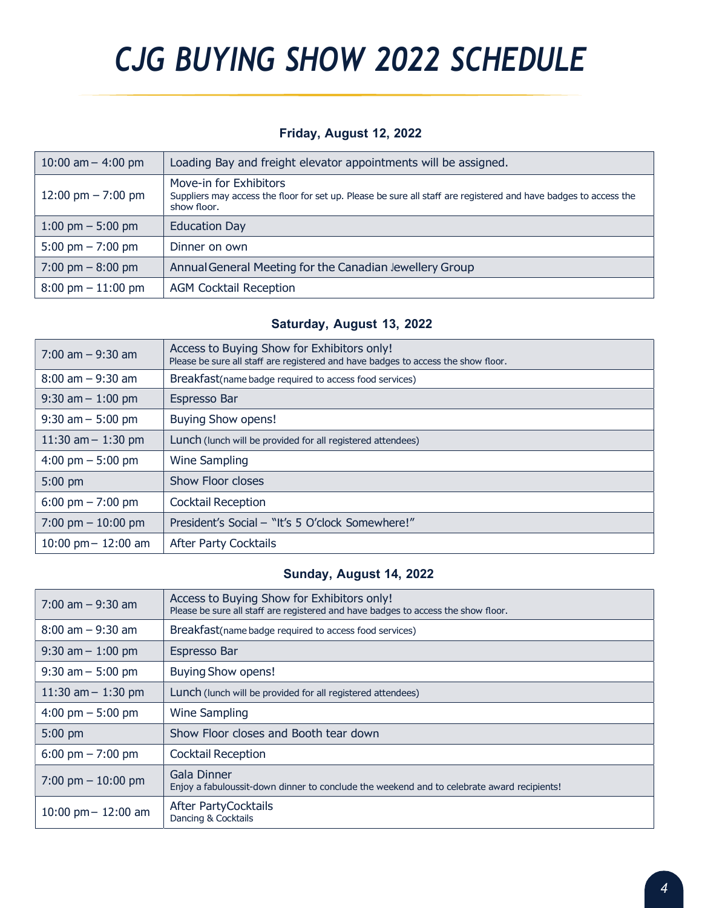# CJG BUYING SHOW 2022 SCHEDULE

### Friday, August 12, 2022

| | |
|---|---|
| 10:00 am – 4:00 pm | Loading Bay and freight elevator appointments will be assigned. |
| 12:00 pm – 7:00 pm | Move-in for Exhibitors<br>Suppliers may access the floor for set up. Please be sure all staff are registered and have badges to access the show floor. |
| 1:00 pm – 5:00 pm | Education Day |
| 5:00 pm – 7:00 pm | Dinner on own |
| 7:00 pm – 8:00 pm | Annual General Meeting for the Canadian Jewellery Group |
| 8:00 pm – 11:00 pm | AGM Cocktail Reception |

### Saturday, August 13, 2022

| | |
|---|---|
| 7:00 am – 9:30 am | Access to Buying Show for Exhibitors only!<br>Please be sure all staff are registered and have badges to access the show floor. |
| 8:00 am – 9:30 am | Breakfast(name badge required to access food services) |
| 9:30 am – 1:00 pm | Espresso Bar |
| 9:30 am – 5:00 pm | Buying Show opens! |
| 11:30 am – 1:30 pm | Lunch (lunch will be provided for all registered attendees) |
| 4:00 pm – 5:00 pm | Wine Sampling |
| 5:00 pm | Show Floor closes |
| 6:00 pm – 7:00 pm | Cocktail Reception |
| 7:00 pm – 10:00 pm | President's Social – "It's 5 O'clock Somewhere!" |
| 10:00 pm – 12:00 am | After Party Cocktails |

### Sunday, August 14, 2022

| | |
|---|---|
| 7:00 am – 9:30 am | Access to Buying Show for Exhibitors only!<br>Please be sure all staff are registered and have badges to access the show floor. |
| 8:00 am – 9:30 am | Breakfast(name badge required to access food services) |
| 9:30 am – 1:00 pm | Espresso Bar |
| 9:30 am – 5:00 pm | Buying Show opens! |
| 11:30 am – 1:30 pm | Lunch (lunch will be provided for all registered attendees) |
| 4:00 pm – 5:00 pm | Wine Sampling |
| 5:00 pm | Show Floor closes and Booth tear down |
| 6:00 pm – 7:00 pm | Cocktail Reception |
| 7:00 pm – 10:00 pm | Gala Dinner<br>Enjoy a fabuloussit-down dinner to conclude the weekend and to celebrate award recipients! |
| 10:00 pm – 12:00 am | After PartyCocktails<br>Dancing & Cocktails |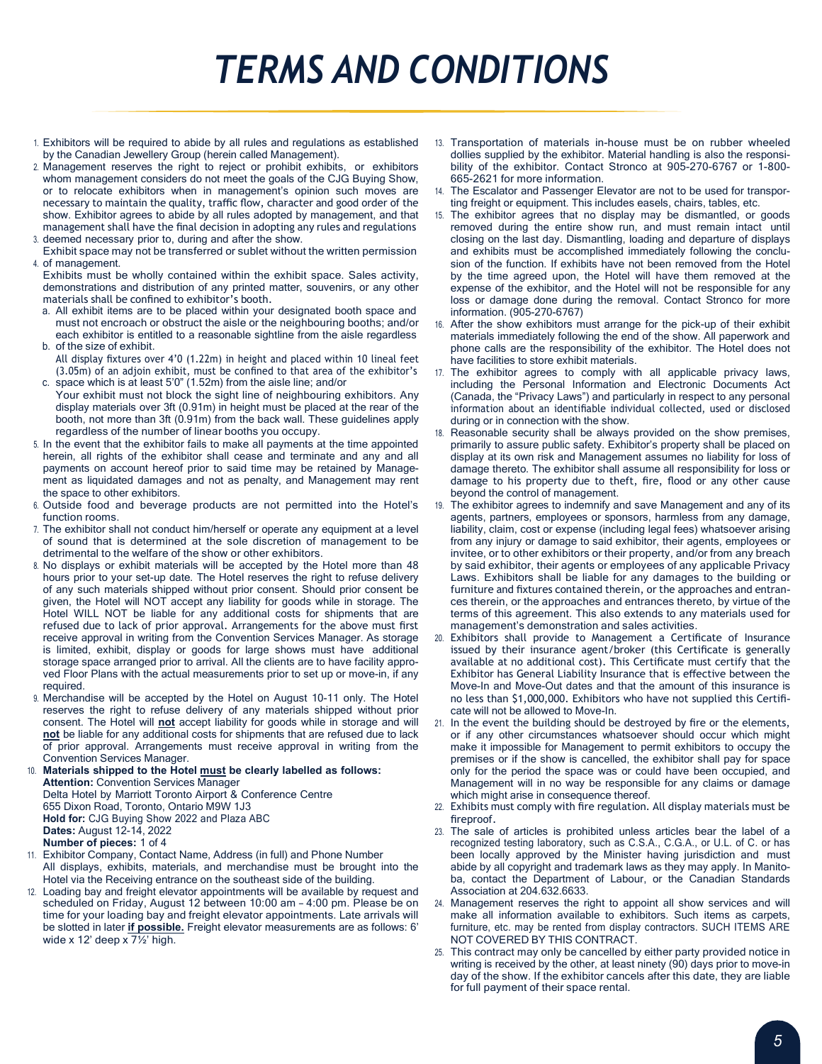# TERMS AND CONDITIONS

1. Exhibitors will be required to abide by all rules and regulations as established by the Canadian Jewellery Group (herein called Management).
2. Management reserves the right to reject or prohibit exhibits, or exhibitors whom management considers do not meet the goals of the CJG Buying Show, or to relocate exhibitors when in management's opinion such moves are necessary to maintain the quality, traffic flow, character and good order of the show. Exhibitor agrees to abide by all rules adopted by management, and that management shall have the final decision in adopting any rules and regulations deemed necessary prior to, during and after the show.
3. Exhibit space may not be transferred or sublet without the written permission of management.
4. Exhibits must be wholly contained within the exhibit space. Sales activity, demonstrations and distribution of any printed matter, souvenirs, or any other materials shall be confined to exhibitor's booth.
   a. All exhibit items are to be placed within your designated booth space and must not encroach or obstruct the aisle or the neighbouring booths; and/or each exhibitor is entitled to a reasonable sightline from the aisle regardless of the size of exhibit.
   b. All display fixtures over 4'0 (1.22m) in height and placed within 10 lineal feet (3.05m) of an adjoin exhibit, must be confined to that area of the exhibitor's space which is at least 5'0" (1.52m) from the aisle line; and/or
   c. Your exhibit must not block the sight line of neighbouring exhibitors. Any display materials over 3ft (0.91m) in height must be placed at the rear of the booth, not more than 3ft (0.91m) from the back wall. These guidelines apply regardless of the number of linear booths you occupy.
5. In the event that the exhibitor fails to make all payments at the time appointed herein, all rights of the exhibitor shall cease and terminate and any and all payments on account hereof prior to said time may be retained by Management as liquidated damages and not as penalty, and Management may rent the space to other exhibitors.
6. Outside food and beverage products are not permitted into the Hotel's function rooms.
7. The exhibitor shall not conduct him/herself or operate any equipment at a level of sound that is determined at the sole discretion of management to be detrimental to the welfare of the show or other exhibitors.
8. No displays or exhibit materials will be accepted by the Hotel more than 48 hours prior to your set-up date. The Hotel reserves the right to refuse delivery of any such materials shipped without prior consent. Should prior consent be given, the Hotel will NOT accept any liability for goods while in storage. The Hotel WILL NOT be liable for any additional costs for shipments that are refused due to lack of prior approval. Arrangements for the above must first receive approval in writing from the Convention Services Manager. As storage is limited, exhibit, display or goods for large shows must have additional storage space arranged prior to arrival. All the clients are to have facility approved Floor Plans with the actual measurements prior to set up or move-in, if any required.
9. Merchandise will be accepted by the Hotel on August 10-11 only. The Hotel reserves the right to refuse delivery of any materials shipped without prior consent. The Hotel will **not** accept liability for goods while in storage and will **not** be liable for any additional costs for shipments that are refused due to lack of prior approval. Arrangements must receive approval in writing from the Convention Services Manager.
10. **Materials shipped to the Hotel must be clearly labelled as follows:**
    **Attention:** Convention Services Manager
    Delta Hotel by Marriott Toronto Airport & Conference Centre
    655 Dixon Road, Toronto, Ontario M9W 1J3
    **Hold for:** CJG Buying Show 2022 and Plaza ABC
    **Dates:** August 12-14, 2022
    **Number of pieces:** 1 of 4
11. Exhibitor Company, Contact Name, Address (in full) and Phone Number
    All displays, exhibits, materials, and merchandise must be brought into the Hotel via the Receiving entrance on the southeast side of the building.
12. Loading bay and freight elevator appointments will be available by request and scheduled on Friday, August 12 between 10:00 am – 4:00 pm. Please be on time for your loading bay and freight elevator appointments. Late arrivals will be slotted in later **if possible.** Freight elevator measurements are as follows: 6' wide x 12' deep x 7½' high.
13. Transportation of materials in-house must be on rubber wheeled dollies supplied by the exhibitor. Material handling is also the responsibility of the exhibitor. Contact Stronco at 905-270-6767 or 1-800-665-2621 for more information.
14. The Escalator and Passenger Elevator are not to be used for transporting freight or equipment. This includes easels, chairs, tables, etc.
15. The exhibitor agrees that no display may be dismantled, or goods removed during the entire show run, and must remain intact until closing on the last day. Dismantling, loading and departure of displays and exhibits must be accomplished immediately following the conclusion of the function. If exhibits have not been removed from the Hotel by the time agreed upon, the Hotel will have them removed at the expense of the exhibitor, and the Hotel will not be responsible for any loss or damage done during the removal. Contact Stronco for more information. (905-270-6767)
16. After the show exhibitors must arrange for the pick-up of their exhibit materials immediately following the end of the show. All paperwork and phone calls are the responsibility of the exhibitor. The Hotel does not have facilities to store exhibit materials.
17. The exhibitor agrees to comply with all applicable privacy laws, including the Personal Information and Electronic Documents Act (Canada, the "Privacy Laws") and particularly in respect to any personal information about an identifiable individual collected, used or disclosed during or in connection with the show.
18. Reasonable security shall be always provided on the show premises, primarily to assure public safety. Exhibitor's property shall be placed on display at its own risk and Management assumes no liability for loss of damage thereto. The exhibitor shall assume all responsibility for loss or damage to his property due to theft, fire, flood or any other cause beyond the control of management.
19. The exhibitor agrees to indemnify and save Management and any of its agents, partners, employees or sponsors, harmless from any damage, liability, claim, cost or expense (including legal fees) whatsoever arising from any injury or damage to said exhibitor, their agents, employees or invitee, or to other exhibitors or their property, and/or from any breach by said exhibitor, their agents or employees of any applicable Privacy Laws. Exhibitors shall be liable for any damages to the building or furniture and fixtures contained therein, or the approaches and entrances therein, or the approaches and entrances thereto, by virtue of the terms of this agreement. This also extends to any materials used for management's demonstration and sales activities.
20. Exhibitors shall provide to Management a Certificate of Insurance issued by their insurance agent/broker (this Certificate is generally available at no additional cost). This Certificate must certify that the Exhibitor has General Liability Insurance that is effective between the Move-In and Move-Out dates and that the amount of this insurance is no less than $1,000,000. Exhibitors who have not supplied this Certificate will not be allowed to Move-In.
21. In the event the building should be destroyed by fire or the elements, or if any other circumstances whatsoever should occur which might make it impossible for Management to permit exhibitors to occupy the premises or if the show is cancelled, the exhibitor shall pay for space only for the period the space was or could have been occupied, and Management will in no way be responsible for any claims or damage which might arise in consequence thereof.
22. Exhibits must comply with fire regulation. All display materials must be fireproof.
23. The sale of articles is prohibited unless articles bear the label of a recognized testing laboratory, such as C.S.A., C.G.A., or U.L. of C. or has been locally approved by the Minister having jurisdiction and must abide by all copyright and trademark laws as they may apply. In Manitoba, contact the Department of Labour, or the Canadian Standards Association at 204.632.6633.
24. Management reserves the right to appoint all show services and will make all information available to exhibitors. Such items as carpets, furniture, etc. may be rented from display contractors. SUCH ITEMS ARE NOT COVERED BY THIS CONTRACT.
25. This contract may only be cancelled by either party provided notice in writing is received by the other, at least ninety (90) days prior to move-in day of the show. If the exhibitor cancels after this date, they are liable for full payment of their space rental.